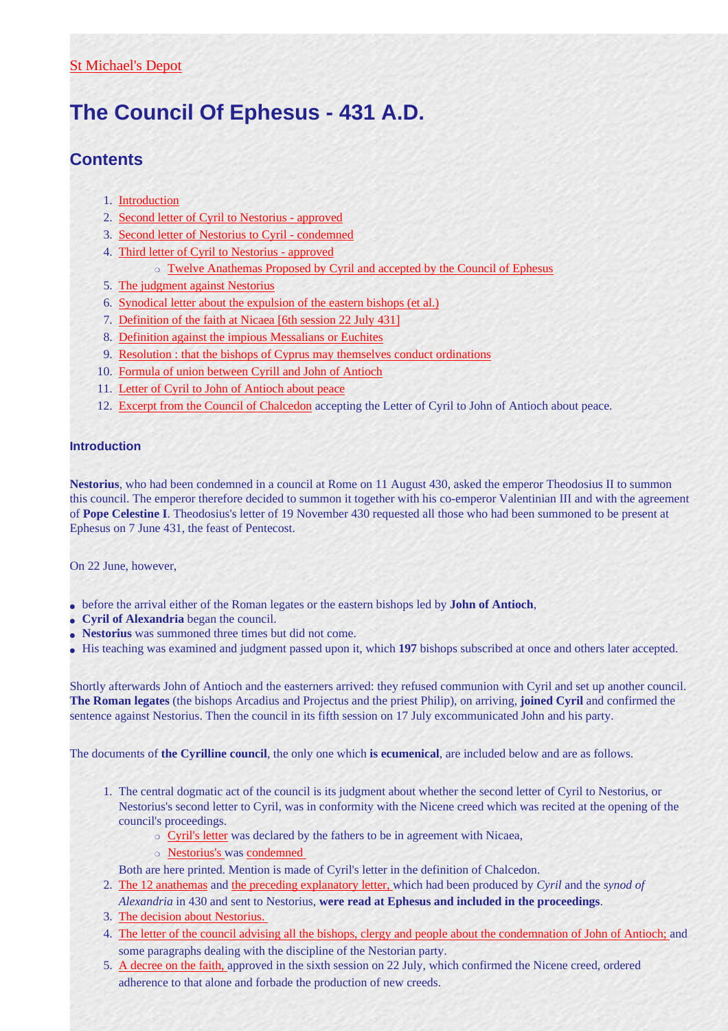St Michael's Depot

# The Council Of Ephesus - 431 A.D.

## Contents

1. Introduction
2. Second letter of Cyril to Nestorius - approved
3. Second letter of Nestorius to Cyril - condemned
4. Third letter of Cyril to Nestorius - approved
   - Twelve Anathemas Proposed by Cyril and accepted by the Council of Ephesus
5. The judgment against Nestorius
6. Synodical letter about the expulsion of the eastern bishops (et al.)
7. Definition of the faith at Nicaea [6th session 22 July 431]
8. Definition against the impious Messalians or Euchites
9. Resolution : that the bishops of Cyprus may themselves conduct ordinations
10. Formula of union between Cyrill and John of Antioch
11. Letter of Cyril to John of Antioch about peace
12. Excerpt from the Council of Chalcedon accepting the Letter of Cyril to John of Antioch about peace.

### Introduction

**Nestorius**, who had been condemned in a council at Rome on 11 August 430, asked the emperor Theodosius II to summon this council. The emperor therefore decided to summon it together with his co-emperor Valentinian III and with the agreement of **Pope Celestine I**. Theodosius's letter of 19 November 430 requested all those who had been summoned to be present at Ephesus on 7 June 431, the feast of Pentecost.

On 22 June, however,

- before the arrival either of the Roman legates or the eastern bishops led by **John of Antioch**,
- **Cyril of Alexandria** began the council.
- **Nestorius** was summoned three times but did not come.
- His teaching was examined and judgment passed upon it, which **197** bishops subscribed at once and others later accepted.

Shortly afterwards John of Antioch and the easterners arrived: they refused communion with Cyril and set up another council. **The Roman legates** (the bishops Arcadius and Projectus and the priest Philip), on arriving, **joined Cyril** and confirmed the sentence against Nestorius. Then the council in its fifth session on 17 July excommunicated John and his party.

The documents of **the Cyrilline council**, the only one which **is ecumenical**, are included below and are as follows.

1. The central dogmatic act of the council is its judgment about whether the second letter of Cyril to Nestorius, or Nestorius's second letter to Cyril, was in conformity with the Nicene creed which was recited at the opening of the council's proceedings.
   - Cyril's letter was declared by the fathers to be in agreement with Nicaea,
   - Nestorius's was condemned

   Both are here printed. Mention is made of Cyril's letter in the definition of Chalcedon.
2. The 12 anathemas and the preceding explanatory letter, which had been produced by *Cyril* and the *synod of Alexandria* in 430 and sent to Nestorius, **were read at Ephesus and included in the proceedings**.
3. The decision about Nestorius.
4. The letter of the council advising all the bishops, clergy and people about the condemnation of John of Antioch; and some paragraphs dealing with the discipline of the Nestorian party.
5. A decree on the faith, approved in the sixth session on 22 July, which confirmed the Nicene creed, ordered adherence to that alone and forbade the production of new creeds.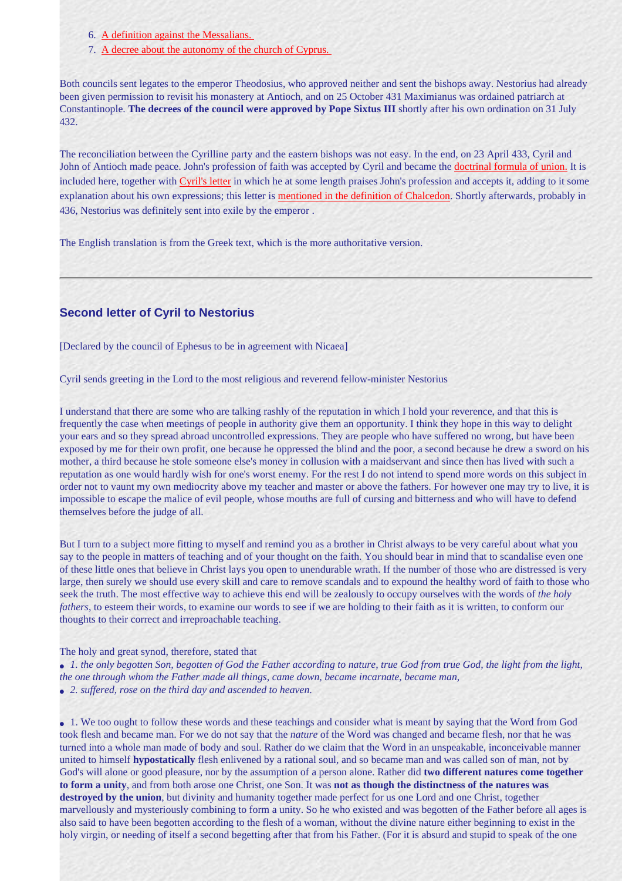6. A definition against the Messalians.
7. A decree about the autonomy of the church of Cyprus.

Both councils sent legates to the emperor Theodosius, who approved neither and sent the bishops away. Nestorius had already been given permission to revisit his monastery at Antioch, and on 25 October 431 Maximianus was ordained patriarch at Constantinople. **The decrees of the council were approved by Pope Sixtus III** shortly after his own ordination on 31 July 432.

The reconciliation between the Cyrilline party and the eastern bishops was not easy. In the end, on 23 April 433, Cyril and John of Antioch made peace. John's profession of faith was accepted by Cyril and became the doctrinal formula of union. It is included here, together with Cyril's letter in which he at some length praises John's profession and accepts it, adding to it some explanation about his own expressions; this letter is mentioned in the definition of Chalcedon. Shortly afterwards, probably in 436, Nestorius was definitely sent into exile by the emperor .

The English translation is from the Greek text, which is the more authoritative version.

---

## Second letter of Cyril to Nestorius

[Declared by the council of Ephesus to be in agreement with Nicaea]

Cyril sends greeting in the Lord to the most religious and reverend fellow-minister Nestorius

I understand that there are some who are talking rashly of the reputation in which I hold your reverence, and that this is frequently the case when meetings of people in authority give them an opportunity. I think they hope in this way to delight your ears and so they spread abroad uncontrolled expressions. They are people who have suffered no wrong, but have been exposed by me for their own profit, one because he oppressed the blind and the poor, a second because he drew a sword on his mother, a third because he stole someone else's money in collusion with a maidservant and since then has lived with such a reputation as one would hardly wish for one's worst enemy. For the rest I do not intend to spend more words on this subject in order not to vaunt my own mediocrity above my teacher and master or above the fathers. For however one may try to live, it is impossible to escape the malice of evil people, whose mouths are full of cursing and bitterness and who will have to defend themselves before the judge of all.

But I turn to a subject more fitting to myself and remind you as a brother in Christ always to be very careful about what you say to the people in matters of teaching and of your thought on the faith. You should bear in mind that to scandalise even one of these little ones that believe in Christ lays you open to unendurable wrath. If the number of those who are distressed is very large, then surely we should use every skill and care to remove scandals and to expound the healthy word of faith to those who seek the truth. The most effective way to achieve this end will be zealously to occupy ourselves with the words of *the holy fathers*, to esteem their words, to examine our words to see if we are holding to their faith as it is written, to conform our thoughts to their correct and irreproachable teaching.

The holy and great synod, therefore, stated that

- *1. the only begotten Son, begotten of God the Father according to nature, true God from true God, the light from the light, the one through whom the Father made all things, came down, became incarnate, became man,*
- *2. suffered, rose on the third day and ascended to heaven.*

- 1. We too ought to follow these words and these teachings and consider what is meant by saying that the Word from God took flesh and became man. For we do not say that the *nature* of the Word was changed and became flesh, nor that he was turned into a whole man made of body and soul. Rather do we claim that the Word in an unspeakable, inconceivable manner united to himself **hypostatically** flesh enlivened by a rational soul, and so became man and was called son of man, not by God's will alone or good pleasure, nor by the assumption of a person alone. Rather did **two different natures come together to form a unity**, and from both arose one Christ, one Son. It was **not as though the distinctness of the natures was destroyed by the union**, but divinity and humanity together made perfect for us one Lord and one Christ, together marvellously and mysteriously combining to form a unity. So he who existed and was begotten of the Father before all ages is also said to have been begotten according to the flesh of a woman, without the divine nature either beginning to exist in the holy virgin, or needing of itself a second begetting after that from his Father. (For it is absurd and stupid to speak of the one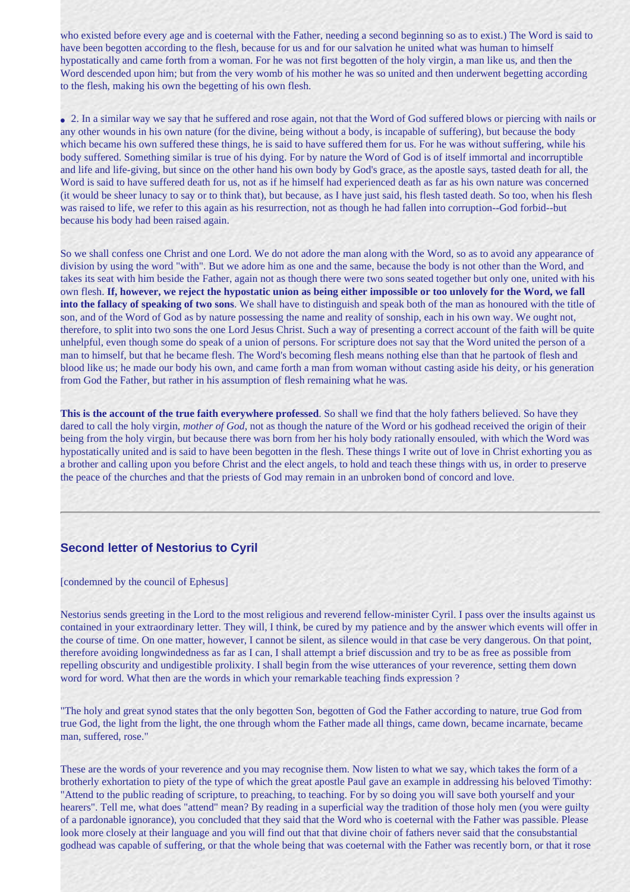who existed before every age and is coeternal with the Father, needing a second beginning so as to exist.) The Word is said to have been begotten according to the flesh, because for us and for our salvation he united what was human to himself hypostatically and came forth from a woman. For he was not first begotten of the holy virgin, a man like us, and then the Word descended upon him; but from the very womb of his mother he was so united and then underwent begetting according to the flesh, making his own the begetting of his own flesh.

- 2. In a similar way we say that he suffered and rose again, not that the Word of God suffered blows or piercing with nails or any other wounds in his own nature (for the divine, being without a body, is incapable of suffering), but because the body which became his own suffered these things, he is said to have suffered them for us. For he was without suffering, while his body suffered. Something similar is true of his dying. For by nature the Word of God is of itself immortal and incorruptible and life and life-giving, but since on the other hand his own body by God's grace, as the apostle says, tasted death for all, the Word is said to have suffered death for us, not as if he himself had experienced death as far as his own nature was concerned (it would be sheer lunacy to say or to think that), but because, as I have just said, his flesh tasted death. So too, when his flesh was raised to life, we refer to this again as his resurrection, not as though he had fallen into corruption--God forbid--but because his body had been raised again.

So we shall confess one Christ and one Lord. We do not adore the man along with the Word, so as to avoid any appearance of division by using the word "with". But we adore him as one and the same, because the body is not other than the Word, and takes its seat with him beside the Father, again not as though there were two sons seated together but only one, united with his own flesh. **If, however, we reject the hypostatic union as being either impossible or too unlovely for the Word, we fall into the fallacy of speaking of two sons**. We shall have to distinguish and speak both of the man as honoured with the title of son, and of the Word of God as by nature possessing the name and reality of sonship, each in his own way. We ought not, therefore, to split into two sons the one Lord Jesus Christ. Such a way of presenting a correct account of the faith will be quite unhelpful, even though some do speak of a union of persons. For scripture does not say that the Word united the person of a man to himself, but that he became flesh. The Word's becoming flesh means nothing else than that he partook of flesh and blood like us; he made our body his own, and came forth a man from woman without casting aside his deity, or his generation from God the Father, but rather in his assumption of flesh remaining what he was.

**This is the account of the true faith everywhere professed**. So shall we find that the holy fathers believed. So have they dared to call the holy virgin, *mother of God*, not as though the nature of the Word or his godhead received the origin of their being from the holy virgin, but because there was born from her his holy body rationally ensouled, with which the Word was hypostatically united and is said to have been begotten in the flesh. These things I write out of love in Christ exhorting you as a brother and calling upon you before Christ and the elect angels, to hold and teach these things with us, in order to preserve the peace of the churches and that the priests of God may remain in an unbroken bond of concord and love.

---

## Second letter of Nestorius to Cyril

[condemned by the council of Ephesus]

Nestorius sends greeting in the Lord to the most religious and reverend fellow-minister Cyril. I pass over the insults against us contained in your extraordinary letter. They will, I think, be cured by my patience and by the answer which events will offer in the course of time. On one matter, however, I cannot be silent, as silence would in that case be very dangerous. On that point, therefore avoiding longwindedness as far as I can, I shall attempt a brief discussion and try to be as free as possible from repelling obscurity and undigestible prolixity. I shall begin from the wise utterances of your reverence, setting them down word for word. What then are the words in which your remarkable teaching finds expression ?

"The holy and great synod states that the only begotten Son, begotten of God the Father according to nature, true God from true God, the light from the light, the one through whom the Father made all things, came down, became incarnate, became man, suffered, rose."

These are the words of your reverence and you may recognise them. Now listen to what we say, which takes the form of a brotherly exhortation to piety of the type of which the great apostle Paul gave an example in addressing his beloved Timothy: "Attend to the public reading of scripture, to preaching, to teaching. For by so doing you will save both yourself and your hearers". Tell me, what does "attend" mean? By reading in a superficial way the tradition of those holy men (you were guilty of a pardonable ignorance), you concluded that they said that the Word who is coeternal with the Father was passible. Please look more closely at their language and you will find out that that divine choir of fathers never said that the consubstantial godhead was capable of suffering, or that the whole being that was coeternal with the Father was recently born, or that it rose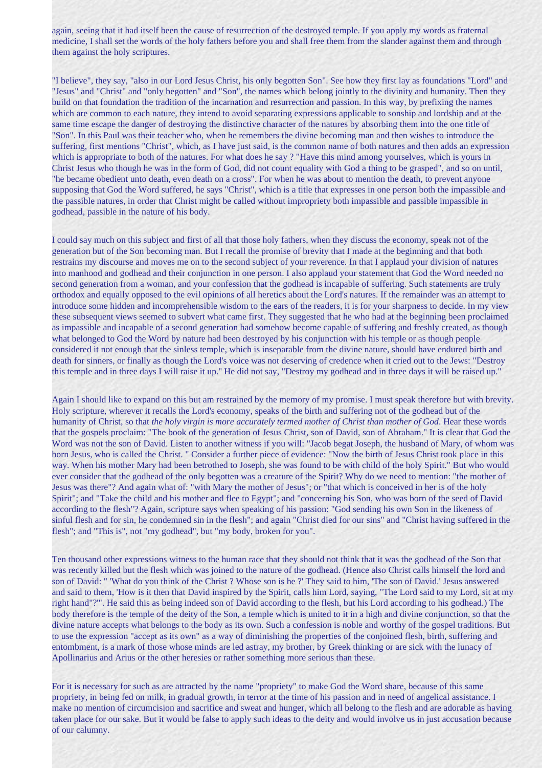again, seeing that it had itself been the cause of resurrection of the destroyed temple. If you apply my words as fraternal medicine, I shall set the words of the holy fathers before you and shall free them from the slander against them and through them against the holy scriptures.

"I believe", they say, "also in our Lord Jesus Christ, his only begotten Son". See how they first lay as foundations "Lord" and "Jesus" and "Christ" and "only begotten" and "Son", the names which belong jointly to the divinity and humanity. Then they build on that foundation the tradition of the incarnation and resurrection and passion. In this way, by prefixing the names which are common to each nature, they intend to avoid separating expressions applicable to sonship and lordship and at the same time escape the danger of destroying the distinctive character of the natures by absorbing them into the one title of "Son". In this Paul was their teacher who, when he remembers the divine becoming man and then wishes to introduce the suffering, first mentions "Christ", which, as I have just said, is the common name of both natures and then adds an expression which is appropriate to both of the natures. For what does he say ? "Have this mind among yourselves, which is yours in Christ Jesus who though he was in the form of God, did not count equality with God a thing to be grasped", and so on until, "he became obedient unto death, even death on a cross". For when he was about to mention the death, to prevent anyone supposing that God the Word suffered, he says "Christ", which is a title that expresses in one person both the impassible and the passible natures, in order that Christ might be called without impropriety both impassible and passible impassible in godhead, passible in the nature of his body.

I could say much on this subject and first of all that those holy fathers, when they discuss the economy, speak not of the generation but of the Son becoming man. But I recall the promise of brevity that I made at the beginning and that both restrains my discourse and moves me on to the second subject of your reverence. In that I applaud your division of natures into manhood and godhead and their conjunction in one person. I also applaud your statement that God the Word needed no second generation from a woman, and your confession that the godhead is incapable of suffering. Such statements are truly orthodox and equally opposed to the evil opinions of all heretics about the Lord's natures. If the remainder was an attempt to introduce some hidden and incomprehensible wisdom to the ears of the readers, it is for your sharpness to decide. In my view these subsequent views seemed to subvert what came first. They suggested that he who had at the beginning been proclaimed as impassible and incapable of a second generation had somehow become capable of suffering and freshly created, as though what belonged to God the Word by nature had been destroyed by his conjunction with his temple or as though people considered it not enough that the sinless temple, which is inseparable from the divine nature, should have endured birth and death for sinners, or finally as though the Lord's voice was not deserving of credence when it cried out to the Jews: "Destroy this temple and in three days I will raise it up." He did not say, "Destroy my godhead and in three days it will be raised up."

Again I should like to expand on this but am restrained by the memory of my promise. I must speak therefore but with brevity. Holy scripture, wherever it recalls the Lord's economy, speaks of the birth and suffering not of the godhead but of the humanity of Christ, so that *the holy virgin is more accurately termed mother of Christ than mother of God*. Hear these words that the gospels proclaim: "The book of the generation of Jesus Christ, son of David, son of Abraham." It is clear that God the Word was not the son of David. Listen to another witness if you will: "Jacob begat Joseph, the husband of Mary, of whom was born Jesus, who is called the Christ. " Consider a further piece of evidence: "Now the birth of Jesus Christ took place in this way. When his mother Mary had been betrothed to Joseph, she was found to be with child of the holy Spirit." But who would ever consider that the godhead of the only begotten was a creature of the Spirit? Why do we need to mention: "the mother of Jesus was there"? And again what of: "with Mary the mother of Jesus"; or "that which is conceived in her is of the holy Spirit"; and "Take the child and his mother and flee to Egypt"; and "concerning his Son, who was born of the seed of David according to the flesh"? Again, scripture says when speaking of his passion: "God sending his own Son in the likeness of sinful flesh and for sin, he condemned sin in the flesh"; and again "Christ died for our sins" and "Christ having suffered in the flesh"; and "This is", not "my godhead", but "my body, broken for you".

Ten thousand other expressions witness to the human race that they should not think that it was the godhead of the Son that was recently killed but the flesh which was joined to the nature of the godhead. (Hence also Christ calls himself the lord and son of David: " 'What do you think of the Christ ? Whose son is he ?' They said to him, 'The son of David.' Jesus answered and said to them, 'How is it then that David inspired by the Spirit, calls him Lord, saying, "The Lord said to my Lord, sit at my right hand"?'". He said this as being indeed son of David according to the flesh, but his Lord according to his godhead.) The body therefore is the temple of the deity of the Son, a temple which is united to it in a high and divine conjunction, so that the divine nature accepts what belongs to the body as its own. Such a confession is noble and worthy of the gospel traditions. But to use the expression "accept as its own" as a way of diminishing the properties of the conjoined flesh, birth, suffering and entombment, is a mark of those whose minds are led astray, my brother, by Greek thinking or are sick with the lunacy of Apollinarius and Arius or the other heresies or rather something more serious than these.

For it is necessary for such as are attracted by the name "propriety" to make God the Word share, because of this same propriety, in being fed on milk, in gradual growth, in terror at the time of his passion and in need of angelical assistance. I make no mention of circumcision and sacrifice and sweat and hunger, which all belong to the flesh and are adorable as having taken place for our sake. But it would be false to apply such ideas to the deity and would involve us in just accusation because of our calumny.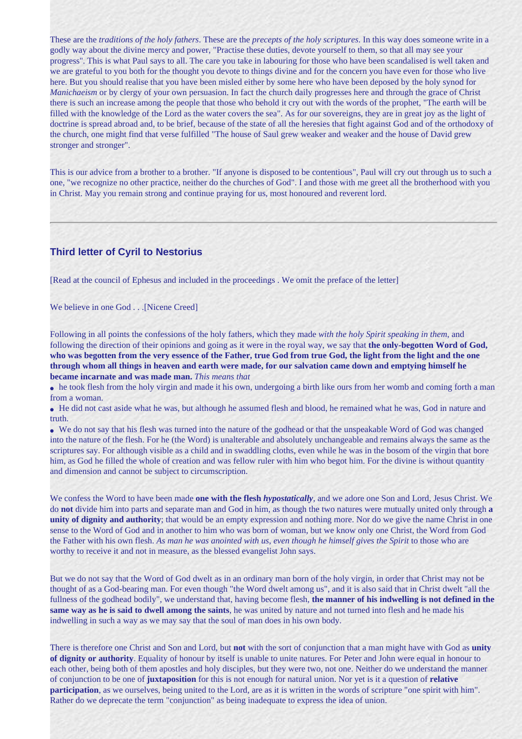These are the *traditions of the holy fathers*. These are the *precepts of the holy scriptures*. In this way does someone write in a godly way about the divine mercy and power, "Practise these duties, devote yourself to them, so that all may see your progress". This is what Paul says to all. The care you take in labouring for those who have been scandalised is well taken and we are grateful to you both for the thought you devote to things divine and for the concern you have even for those who live here. But you should realise that you have been misled either by some here who have been deposed by the holy synod for *Manichaeism* or by clergy of your own persuasion. In fact the church daily progresses here and through the grace of Christ there is such an increase among the people that those who behold it cry out with the words of the prophet, "The earth will be filled with the knowledge of the Lord as the water covers the sea". As for our sovereigns, they are in great joy as the light of doctrine is spread abroad and, to be brief, because of the state of all the heresies that fight against God and of the orthodoxy of the church, one might find that verse fulfilled "The house of Saul grew weaker and weaker and the house of David grew stronger and stronger".

This is our advice from a brother to a brother. "If anyone is disposed to be contentious", Paul will cry out through us to such a one, "we recognize no other practice, neither do the churches of God". I and those with me greet all the brotherhood with you in Christ. May you remain strong and continue praying for us, most honoured and reverent lord.

---

## Third letter of Cyril to Nestorius

[Read at the council of Ephesus and included in the proceedings . We omit the preface of the letter]

We believe in one God . . .[Nicene Creed]

Following in all points the confessions of the holy fathers, which they made *with the holy Spirit speaking in them*, and following the direction of their opinions and going as it were in the royal way, we say that **the only-begotten Word of God, who was begotten from the very essence of the Father, true God from true God, the light from the light and the one through whom all things in heaven and earth were made, for our salvation came down and emptying himself he became incarnate and was made man.** *This means that*

- he took flesh from the holy virgin and made it his own, undergoing a birth like ours from her womb and coming forth a man from a woman.
- He did not cast aside what he was, but although he assumed flesh and blood, he remained what he was, God in nature and truth.
- We do not say that his flesh was turned into the nature of the godhead or that the unspeakable Word of God was changed into the nature of the flesh. For he (the Word) is unalterable and absolutely unchangeable and remains always the same as the scriptures say. For although visible as a child and in swaddling cloths, even while he was in the bosom of the virgin that bore him, as God he filled the whole of creation and was fellow ruler with him who begot him. For the divine is without quantity and dimension and cannot be subject to circumscription.

We confess the Word to have been made **one with the flesh *hypostatically***, and we adore one Son and Lord, Jesus Christ. We do **not** divide him into parts and separate man and God in him, as though the two natures were mutually united only through **a unity of dignity and authority**; that would be an empty expression and nothing more. Nor do we give the name Christ in one sense to the Word of God and in another to him who was born of woman, but we know only one Christ, the Word from God the Father with his own flesh. *As man he was anointed with us, even though he himself gives the Spirit* to those who are worthy to receive it and not in measure, as the blessed evangelist John says.

But we do not say that the Word of God dwelt as in an ordinary man born of the holy virgin, in order that Christ may not be thought of as a God-bearing man. For even though "the Word dwelt among us", and it is also said that in Christ dwelt "all the fullness of the godhead bodily", we understand that, having become flesh, **the manner of his indwelling is not defined in the same way as he is said to dwell among the saints**, he was united by nature and not turned into flesh and he made his indwelling in such a way as we may say that the soul of man does in his own body.

There is therefore one Christ and Son and Lord, but **not** with the sort of conjunction that a man might have with God as **unity of dignity or authority**. Equality of honour by itself is unable to unite natures. For Peter and John were equal in honour to each other, being both of them apostles and holy disciples, but they were two, not one. Neither do we understand the manner of conjunction to be one of **juxtaposition** for this is not enough for natural union. Nor yet is it a question of **relative participation**, as we ourselves, being united to the Lord, are as it is written in the words of scripture "one spirit with him". Rather do we deprecate the term "conjunction" as being inadequate to express the idea of union.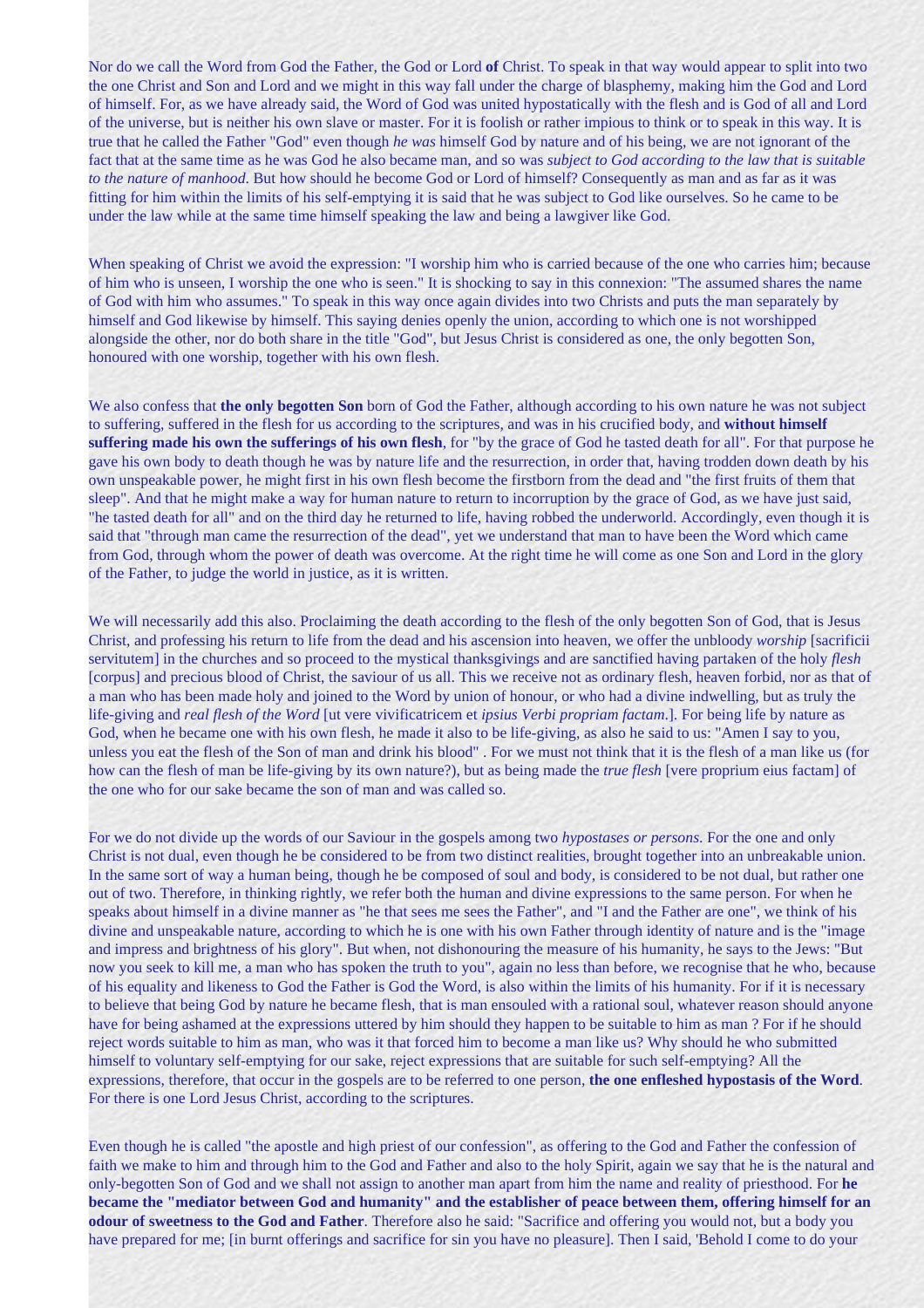Nor do we call the Word from God the Father, the God or Lord **of** Christ. To speak in that way would appear to split into two the one Christ and Son and Lord and we might in this way fall under the charge of blasphemy, making him the God and Lord of himself. For, as we have already said, the Word of God was united hypostatically with the flesh and is God of all and Lord of the universe, but is neither his own slave or master. For it is foolish or rather impious to think or to speak in this way. It is true that he called the Father "God" even though *he was* himself God by nature and of his being, we are not ignorant of the fact that at the same time as he was God he also became man, and so was *subject to God according to the law that is suitable to the nature of manhood*. But how should he become God or Lord of himself? Consequently as man and as far as it was fitting for him within the limits of his self-emptying it is said that he was subject to God like ourselves. So he came to be under the law while at the same time himself speaking the law and being a lawgiver like God.

When speaking of Christ we avoid the expression: "I worship him who is carried because of the one who carries him; because of him who is unseen, I worship the one who is seen." It is shocking to say in this connexion: "The assumed shares the name of God with him who assumes." To speak in this way once again divides into two Christs and puts the man separately by himself and God likewise by himself. This saying denies openly the union, according to which one is not worshipped alongside the other, nor do both share in the title "God", but Jesus Christ is considered as one, the only begotten Son, honoured with one worship, together with his own flesh.

We also confess that **the only begotten Son** born of God the Father, although according to his own nature he was not subject to suffering, suffered in the flesh for us according to the scriptures, and was in his crucified body, and **without himself suffering made his own the sufferings of his own flesh**, for "by the grace of God he tasted death for all". For that purpose he gave his own body to death though he was by nature life and the resurrection, in order that, having trodden down death by his own unspeakable power, he might first in his own flesh become the firstborn from the dead and "the first fruits of them that sleep". And that he might make a way for human nature to return to incorruption by the grace of God, as we have just said, "he tasted death for all" and on the third day he returned to life, having robbed the underworld. Accordingly, even though it is said that "through man came the resurrection of the dead", yet we understand that man to have been the Word which came from God, through whom the power of death was overcome. At the right time he will come as one Son and Lord in the glory of the Father, to judge the world in justice, as it is written.

We will necessarily add this also. Proclaiming the death according to the flesh of the only begotten Son of God, that is Jesus Christ, and professing his return to life from the dead and his ascension into heaven, we offer the unbloody *worship* [sacrificii servitutem] in the churches and so proceed to the mystical thanksgivings and are sanctified having partaken of the holy *flesh* [corpus] and precious blood of Christ, the saviour of us all. This we receive not as ordinary flesh, heaven forbid, nor as that of a man who has been made holy and joined to the Word by union of honour, or who had a divine indwelling, but as truly the life-giving and *real flesh of the Word* [ut vere vivificatricem et *ipsius Verbi propriam factam*.]. For being life by nature as God, when he became one with his own flesh, he made it also to be life-giving, as also he said to us: "Amen I say to you, unless you eat the flesh of the Son of man and drink his blood" . For we must not think that it is the flesh of a man like us (for how can the flesh of man be life-giving by its own nature?), but as being made the *true flesh* [vere proprium eius factam] of the one who for our sake became the son of man and was called so.

For we do not divide up the words of our Saviour in the gospels among two *hypostases or persons*. For the one and only Christ is not dual, even though he be considered to be from two distinct realities, brought together into an unbreakable union. In the same sort of way a human being, though he be composed of soul and body, is considered to be not dual, but rather one out of two. Therefore, in thinking rightly, we refer both the human and divine expressions to the same person. For when he speaks about himself in a divine manner as "he that sees me sees the Father", and "I and the Father are one", we think of his divine and unspeakable nature, according to which he is one with his own Father through identity of nature and is the "image and impress and brightness of his glory". But when, not dishonouring the measure of his humanity, he says to the Jews: "But now you seek to kill me, a man who has spoken the truth to you", again no less than before, we recognise that he who, because of his equality and likeness to God the Father is God the Word, is also within the limits of his humanity. For if it is necessary to believe that being God by nature he became flesh, that is man ensouled with a rational soul, whatever reason should anyone have for being ashamed at the expressions uttered by him should they happen to be suitable to him as man ? For if he should reject words suitable to him as man, who was it that forced him to become a man like us? Why should he who submitted himself to voluntary self-emptying for our sake, reject expressions that are suitable for such self-emptying? All the expressions, therefore, that occur in the gospels are to be referred to one person, **the one enfleshed hypostasis of the Word**. For there is one Lord Jesus Christ, according to the scriptures.

Even though he is called "the apostle and high priest of our confession", as offering to the God and Father the confession of faith we make to him and through him to the God and Father and also to the holy Spirit, again we say that he is the natural and only-begotten Son of God and we shall not assign to another man apart from him the name and reality of priesthood. For **he became the "mediator between God and humanity" and the establisher of peace between them, offering himself for an odour of sweetness to the God and Father**. Therefore also he said: "Sacrifice and offering you would not, but a body you have prepared for me; [in burnt offerings and sacrifice for sin you have no pleasure]. Then I said, 'Behold I come to do your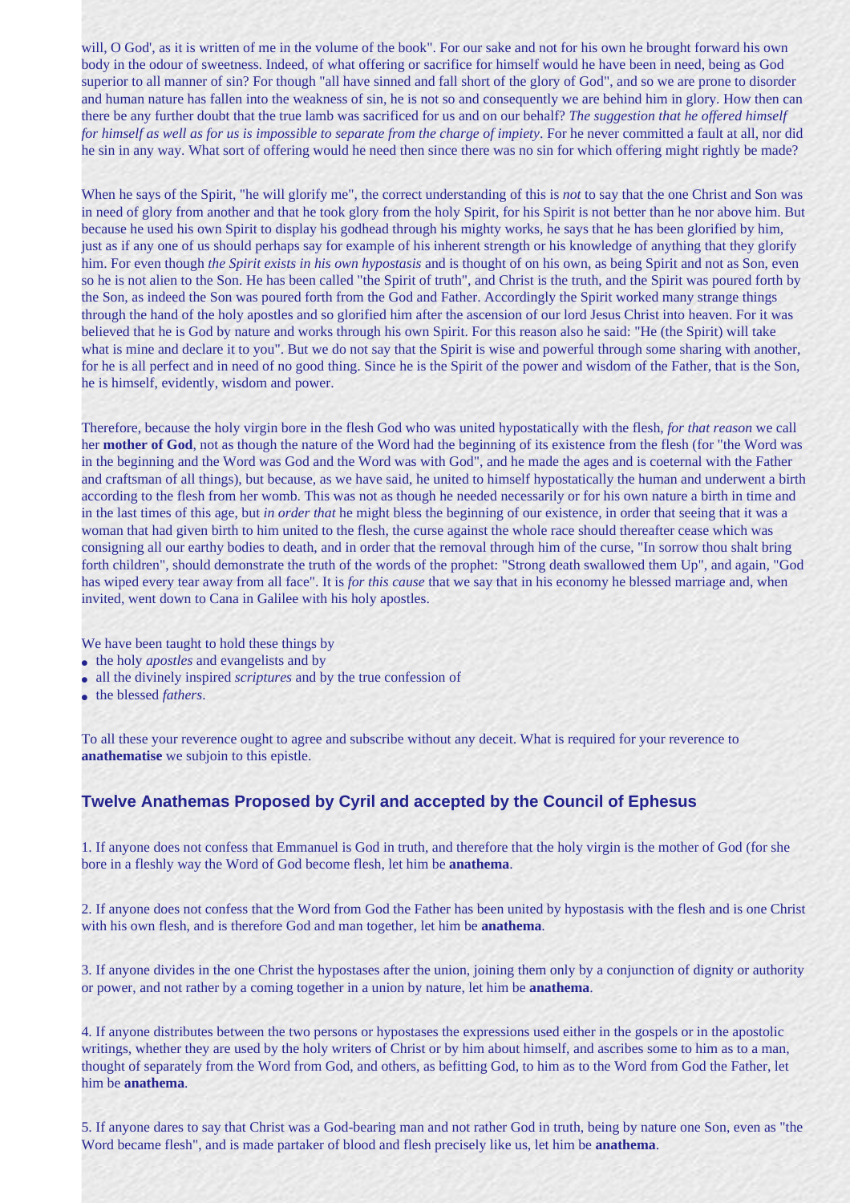will, O God', as it is written of me in the volume of the book". For our sake and not for his own he brought forward his own body in the odour of sweetness. Indeed, of what offering or sacrifice for himself would he have been in need, being as God superior to all manner of sin? For though "all have sinned and fall short of the glory of God", and so we are prone to disorder and human nature has fallen into the weakness of sin, he is not so and consequently we are behind him in glory. How then can there be any further doubt that the true lamb was sacrificed for us and on our behalf? *The suggestion that he offered himself for himself as well as for us is impossible to separate from the charge of impiety*. For he never committed a fault at all, nor did he sin in any way. What sort of offering would he need then since there was no sin for which offering might rightly be made?

When he says of the Spirit, "he will glorify me", the correct understanding of this is *not* to say that the one Christ and Son was in need of glory from another and that he took glory from the holy Spirit, for his Spirit is not better than he nor above him. But because he used his own Spirit to display his godhead through his mighty works, he says that he has been glorified by him, just as if any one of us should perhaps say for example of his inherent strength or his knowledge of anything that they glorify him. For even though *the Spirit exists in his own hypostasis* and is thought of on his own, as being Spirit and not as Son, even so he is not alien to the Son. He has been called "the Spirit of truth", and Christ is the truth, and the Spirit was poured forth by the Son, as indeed the Son was poured forth from the God and Father. Accordingly the Spirit worked many strange things through the hand of the holy apostles and so glorified him after the ascension of our lord Jesus Christ into heaven. For it was believed that he is God by nature and works through his own Spirit. For this reason also he said: "He (the Spirit) will take what is mine and declare it to you". But we do not say that the Spirit is wise and powerful through some sharing with another, for he is all perfect and in need of no good thing. Since he is the Spirit of the power and wisdom of the Father, that is the Son, he is himself, evidently, wisdom and power.

Therefore, because the holy virgin bore in the flesh God who was united hypostatically with the flesh, *for that reason* we call her **mother of God**, not as though the nature of the Word had the beginning of its existence from the flesh (for "the Word was in the beginning and the Word was God and the Word was with God", and he made the ages and is coeternal with the Father and craftsman of all things), but because, as we have said, he united to himself hypostatically the human and underwent a birth according to the flesh from her womb. This was not as though he needed necessarily or for his own nature a birth in time and in the last times of this age, but *in order that* he might bless the beginning of our existence, in order that seeing that it was a woman that had given birth to him united to the flesh, the curse against the whole race should thereafter cease which was consigning all our earthy bodies to death, and in order that the removal through him of the curse, "In sorrow thou shalt bring forth children", should demonstrate the truth of the words of the prophet: "Strong death swallowed them Up", and again, "God has wiped every tear away from all face". It is *for this cause* that we say that in his economy he blessed marriage and, when invited, went down to Cana in Galilee with his holy apostles.

We have been taught to hold these things by

- the holy *apostles* and evangelists and by
- all the divinely inspired *scriptures* and by the true confession of
- the blessed *fathers*.

To all these your reverence ought to agree and subscribe without any deceit. What is required for your reverence to **anathematise** we subjoin to this epistle.

## Twelve Anathemas Proposed by Cyril and accepted by the Council of Ephesus

1. If anyone does not confess that Emmanuel is God in truth, and therefore that the holy virgin is the mother of God (for she bore in a fleshly way the Word of God become flesh, let him be **anathema**.

2. If anyone does not confess that the Word from God the Father has been united by hypostasis with the flesh and is one Christ with his own flesh, and is therefore God and man together, let him be **anathema**.

3. If anyone divides in the one Christ the hypostases after the union, joining them only by a conjunction of dignity or authority or power, and not rather by a coming together in a union by nature, let him be **anathema**.

4. If anyone distributes between the two persons or hypostases the expressions used either in the gospels or in the apostolic writings, whether they are used by the holy writers of Christ or by him about himself, and ascribes some to him as to a man, thought of separately from the Word from God, and others, as befitting God, to him as to the Word from God the Father, let him be **anathema**.

5. If anyone dares to say that Christ was a God-bearing man and not rather God in truth, being by nature one Son, even as "the Word became flesh", and is made partaker of blood and flesh precisely like us, let him be **anathema**.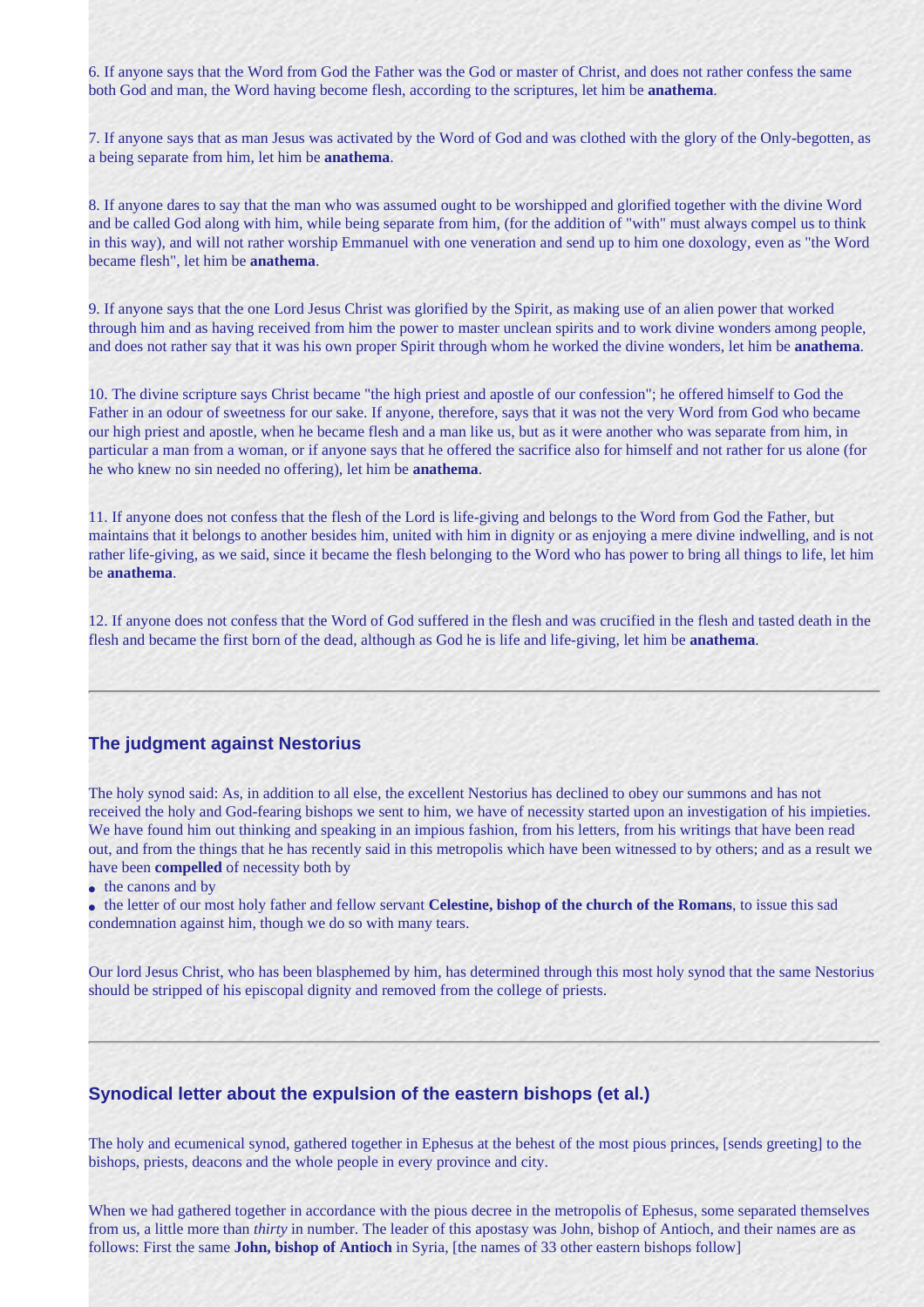6. If anyone says that the Word from God the Father was the God or master of Christ, and does not rather confess the same both God and man, the Word having become flesh, according to the scriptures, let him be **anathema**.

7. If anyone says that as man Jesus was activated by the Word of God and was clothed with the glory of the Only-begotten, as a being separate from him, let him be **anathema**.

8. If anyone dares to say that the man who was assumed ought to be worshipped and glorified together with the divine Word and be called God along with him, while being separate from him, (for the addition of "with" must always compel us to think in this way), and will not rather worship Emmanuel with one veneration and send up to him one doxology, even as "the Word became flesh", let him be **anathema**.

9. If anyone says that the one Lord Jesus Christ was glorified by the Spirit, as making use of an alien power that worked through him and as having received from him the power to master unclean spirits and to work divine wonders among people, and does not rather say that it was his own proper Spirit through whom he worked the divine wonders, let him be **anathema**.

10. The divine scripture says Christ became "the high priest and apostle of our confession"; he offered himself to God the Father in an odour of sweetness for our sake. If anyone, therefore, says that it was not the very Word from God who became our high priest and apostle, when he became flesh and a man like us, but as it were another who was separate from him, in particular a man from a woman, or if anyone says that he offered the sacrifice also for himself and not rather for us alone (for he who knew no sin needed no offering), let him be **anathema**.

11. If anyone does not confess that the flesh of the Lord is life-giving and belongs to the Word from God the Father, but maintains that it belongs to another besides him, united with him in dignity or as enjoying a mere divine indwelling, and is not rather life-giving, as we said, since it became the flesh belonging to the Word who has power to bring all things to life, let him be **anathema**.

12. If anyone does not confess that the Word of God suffered in the flesh and was crucified in the flesh and tasted death in the flesh and became the first born of the dead, although as God he is life and life-giving, let him be **anathema**.

---

## The judgment against Nestorius

The holy synod said: As, in addition to all else, the excellent Nestorius has declined to obey our summons and has not received the holy and God-fearing bishops we sent to him, we have of necessity started upon an investigation of his impieties. We have found him out thinking and speaking in an impious fashion, from his letters, from his writings that have been read out, and from the things that he has recently said in this metropolis which have been witnessed to by others; and as a result we have been **compelled** of necessity both by

- the canons and by
- the letter of our most holy father and fellow servant **Celestine, bishop of the church of the Romans**, to issue this sad condemnation against him, though we do so with many tears.

Our lord Jesus Christ, who has been blasphemed by him, has determined through this most holy synod that the same Nestorius should be stripped of his episcopal dignity and removed from the college of priests.

---

## Synodical letter about the expulsion of the eastern bishops (et al.)

The holy and ecumenical synod, gathered together in Ephesus at the behest of the most pious princes, [sends greeting] to the bishops, priests, deacons and the whole people in every province and city.

When we had gathered together in accordance with the pious decree in the metropolis of Ephesus, some separated themselves from us, a little more than *thirty* in number. The leader of this apostasy was John, bishop of Antioch, and their names are as follows: First the same **John, bishop of Antioch** in Syria, [the names of 33 other eastern bishops follow]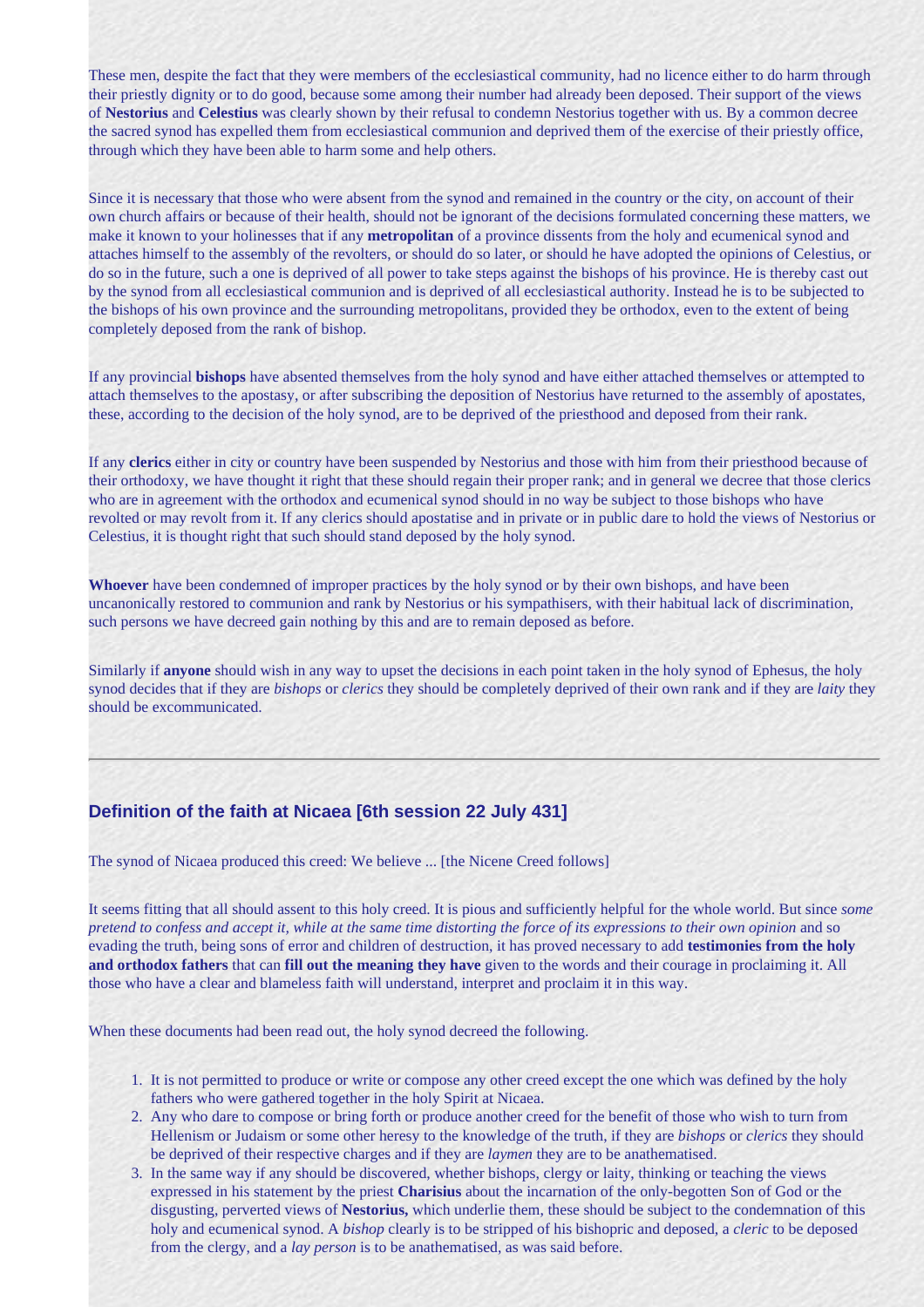These men, despite the fact that they were members of the ecclesiastical community, had no licence either to do harm through their priestly dignity or to do good, because some among their number had already been deposed. Their support of the views of **Nestorius** and **Celestius** was clearly shown by their refusal to condemn Nestorius together with us. By a common decree the sacred synod has expelled them from ecclesiastical communion and deprived them of the exercise of their priestly office, through which they have been able to harm some and help others.

Since it is necessary that those who were absent from the synod and remained in the country or the city, on account of their own church affairs or because of their health, should not be ignorant of the decisions formulated concerning these matters, we make it known to your holinesses that if any **metropolitan** of a province dissents from the holy and ecumenical synod and attaches himself to the assembly of the revolters, or should do so later, or should he have adopted the opinions of Celestius, or do so in the future, such a one is deprived of all power to take steps against the bishops of his province. He is thereby cast out by the synod from all ecclesiastical communion and is deprived of all ecclesiastical authority. Instead he is to be subjected to the bishops of his own province and the surrounding metropolitans, provided they be orthodox, even to the extent of being completely deposed from the rank of bishop.

If any provincial **bishops** have absented themselves from the holy synod and have either attached themselves or attempted to attach themselves to the apostasy, or after subscribing the deposition of Nestorius have returned to the assembly of apostates, these, according to the decision of the holy synod, are to be deprived of the priesthood and deposed from their rank.

If any **clerics** either in city or country have been suspended by Nestorius and those with him from their priesthood because of their orthodoxy, we have thought it right that these should regain their proper rank; and in general we decree that those clerics who are in agreement with the orthodox and ecumenical synod should in no way be subject to those bishops who have revolted or may revolt from it. If any clerics should apostatise and in private or in public dare to hold the views of Nestorius or Celestius, it is thought right that such should stand deposed by the holy synod.

**Whoever** have been condemned of improper practices by the holy synod or by their own bishops, and have been uncanonically restored to communion and rank by Nestorius or his sympathisers, with their habitual lack of discrimination, such persons we have decreed gain nothing by this and are to remain deposed as before.

Similarly if **anyone** should wish in any way to upset the decisions in each point taken in the holy synod of Ephesus, the holy synod decides that if they are *bishops* or *clerics* they should be completely deprived of their own rank and if they are *laity* they should be excommunicated.

---

## Definition of the faith at Nicaea [6th session 22 July 431]

The synod of Nicaea produced this creed: We believe ... [the Nicene Creed follows]

It seems fitting that all should assent to this holy creed. It is pious and sufficiently helpful for the whole world. But since *some pretend to confess and accept it, while at the same time distorting the force of its expressions to their own opinion* and so evading the truth, being sons of error and children of destruction, it has proved necessary to add **testimonies from the holy and orthodox fathers** that can **fill out the meaning they have** given to the words and their courage in proclaiming it. All those who have a clear and blameless faith will understand, interpret and proclaim it in this way.

When these documents had been read out, the holy synod decreed the following.

1. It is not permitted to produce or write or compose any other creed except the one which was defined by the holy fathers who were gathered together in the holy Spirit at Nicaea.
2. Any who dare to compose or bring forth or produce another creed for the benefit of those who wish to turn from Hellenism or Judaism or some other heresy to the knowledge of the truth, if they are *bishops* or *clerics* they should be deprived of their respective charges and if they are *laymen* they are to be anathematised.
3. In the same way if any should be discovered, whether bishops, clergy or laity, thinking or teaching the views expressed in his statement by the priest **Charisius** about the incarnation of the only-begotten Son of God or the disgusting, perverted views of **Nestorius,** which underlie them, these should be subject to the condemnation of this holy and ecumenical synod. A *bishop* clearly is to be stripped of his bishopric and deposed, a *cleric* to be deposed from the clergy, and a *lay person* is to be anathematised, as was said before.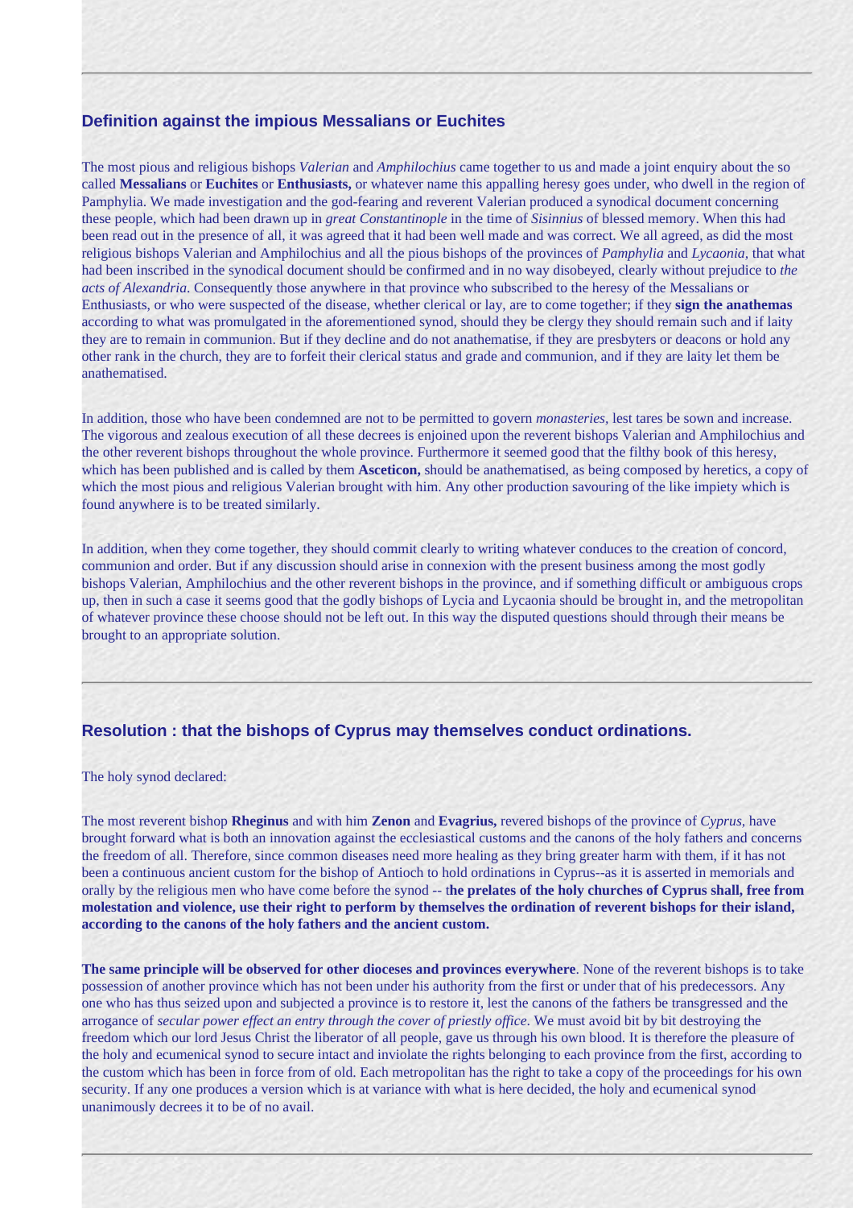---

## Definition against the impious Messalians or Euchites

The most pious and religious bishops *Valerian* and *Amphilochius* came together to us and made a joint enquiry about the so called **Messalians** or **Euchites** or **Enthusiasts,** or whatever name this appalling heresy goes under, who dwell in the region of Pamphylia. We made investigation and the god-fearing and reverent Valerian produced a synodical document concerning these people, which had been drawn up in *great Constantinople* in the time of *Sisinnius* of blessed memory. When this had been read out in the presence of all, it was agreed that it had been well made and was correct. We all agreed, as did the most religious bishops Valerian and Amphilochius and all the pious bishops of the provinces of *Pamphylia* and *Lycaonia*, that what had been inscribed in the synodical document should be confirmed and in no way disobeyed, clearly without prejudice to *the acts of Alexandria*. Consequently those anywhere in that province who subscribed to the heresy of the Messalians or Enthusiasts, or who were suspected of the disease, whether clerical or lay, are to come together; if they **sign the anathemas** according to what was promulgated in the aforementioned synod, should they be clergy they should remain such and if laity they are to remain in communion. But if they decline and do not anathematise, if they are presbyters or deacons or hold any other rank in the church, they are to forfeit their clerical status and grade and communion, and if they are laity let them be anathematised.

In addition, those who have been condemned are not to be permitted to govern *monasteries*, lest tares be sown and increase. The vigorous and zealous execution of all these decrees is enjoined upon the reverent bishops Valerian and Amphilochius and the other reverent bishops throughout the whole province. Furthermore it seemed good that the filthy book of this heresy, which has been published and is called by them **Asceticon,** should be anathematised, as being composed by heretics, a copy of which the most pious and religious Valerian brought with him. Any other production savouring of the like impiety which is found anywhere is to be treated similarly.

In addition, when they come together, they should commit clearly to writing whatever conduces to the creation of concord, communion and order. But if any discussion should arise in connexion with the present business among the most godly bishops Valerian, Amphilochius and the other reverent bishops in the province, and if something difficult or ambiguous crops up, then in such a case it seems good that the godly bishops of Lycia and Lycaonia should be brought in, and the metropolitan of whatever province these choose should not be left out. In this way the disputed questions should through their means be brought to an appropriate solution.

---

## Resolution : that the bishops of Cyprus may themselves conduct ordinations.

The holy synod declared:

The most reverent bishop **Rheginus** and with him **Zenon** and **Evagrius,** revered bishops of the province of *Cyprus*, have brought forward what is both an innovation against the ecclesiastical customs and the canons of the holy fathers and concerns the freedom of all. Therefore, since common diseases need more healing as they bring greater harm with them, if it has not been a continuous ancient custom for the bishop of Antioch to hold ordinations in Cyprus--as it is asserted in memorials and orally by the religious men who have come before the synod -- t**he prelates of the holy churches of Cyprus shall, free from molestation and violence, use their right to perform by themselves the ordination of reverent bishops for their island, according to the canons of the holy fathers and the ancient custom.**

**The same principle will be observed for other dioceses and provinces everywhere**. None of the reverent bishops is to take possession of another province which has not been under his authority from the first or under that of his predecessors. Any one who has thus seized upon and subjected a province is to restore it, lest the canons of the fathers be transgressed and the arrogance of *secular power effect an entry through the cover of priestly office*. We must avoid bit by bit destroying the freedom which our lord Jesus Christ the liberator of all people, gave us through his own blood. It is therefore the pleasure of the holy and ecumenical synod to secure intact and inviolate the rights belonging to each province from the first, according to the custom which has been in force from of old. Each metropolitan has the right to take a copy of the proceedings for his own security. If any one produces a version which is at variance with what is here decided, the holy and ecumenical synod unanimously decrees it to be of no avail.

---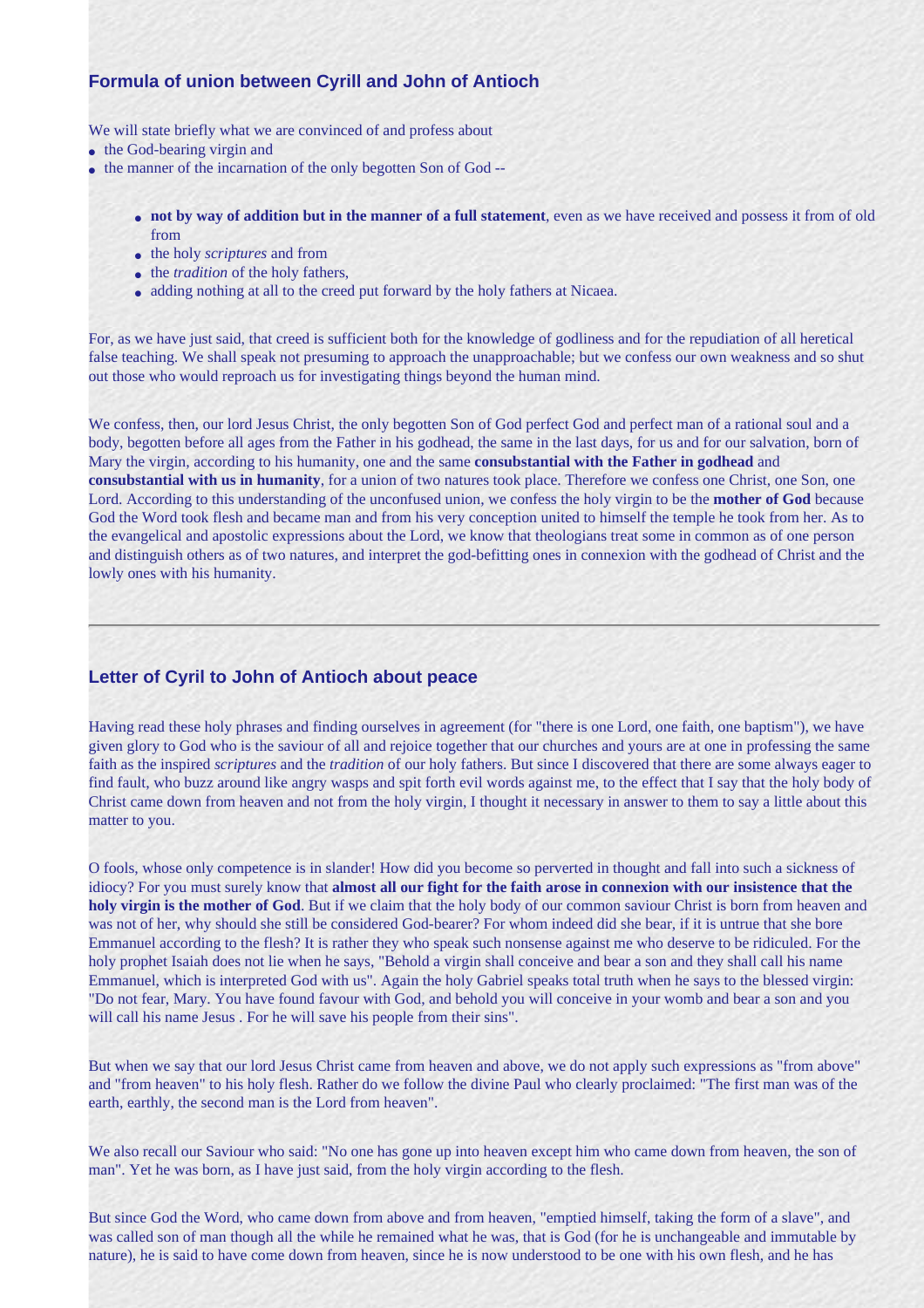## Formula of union between Cyrill and John of Antioch

We will state briefly what we are convinced of and profess about

- the God-bearing virgin and
- the manner of the incarnation of the only begotten Son of God --

  - **not by way of addition but in the manner of a full statement**, even as we have received and possess it from of old from
  - the holy *scriptures* and from
  - the *tradition* of the holy fathers,
  - adding nothing at all to the creed put forward by the holy fathers at Nicaea.

For, as we have just said, that creed is sufficient both for the knowledge of godliness and for the repudiation of all heretical false teaching. We shall speak not presuming to approach the unapproachable; but we confess our own weakness and so shut out those who would reproach us for investigating things beyond the human mind.

We confess, then, our lord Jesus Christ, the only begotten Son of God perfect God and perfect man of a rational soul and a body, begotten before all ages from the Father in his godhead, the same in the last days, for us and for our salvation, born of Mary the virgin, according to his humanity, one and the same **consubstantial with the Father in godhead** and **consubstantial with us in humanity**, for a union of two natures took place. Therefore we confess one Christ, one Son, one Lord. According to this understanding of the unconfused union, we confess the holy virgin to be the **mother of God** because God the Word took flesh and became man and from his very conception united to himself the temple he took from her. As to the evangelical and apostolic expressions about the Lord, we know that theologians treat some in common as of one person and distinguish others as of two natures, and interpret the god-befitting ones in connexion with the godhead of Christ and the lowly ones with his humanity.

---

## Letter of Cyril to John of Antioch about peace

Having read these holy phrases and finding ourselves in agreement (for "there is one Lord, one faith, one baptism"), we have given glory to God who is the saviour of all and rejoice together that our churches and yours are at one in professing the same faith as the inspired *scriptures* and the *tradition* of our holy fathers. But since I discovered that there are some always eager to find fault, who buzz around like angry wasps and spit forth evil words against me, to the effect that I say that the holy body of Christ came down from heaven and not from the holy virgin, I thought it necessary in answer to them to say a little about this matter to you.

O fools, whose only competence is in slander! How did you become so perverted in thought and fall into such a sickness of idiocy? For you must surely know that **almost all our fight for the faith arose in connexion with our insistence that the holy virgin is the mother of God**. But if we claim that the holy body of our common saviour Christ is born from heaven and was not of her, why should she still be considered God-bearer? For whom indeed did she bear, if it is untrue that she bore Emmanuel according to the flesh? It is rather they who speak such nonsense against me who deserve to be ridiculed. For the holy prophet Isaiah does not lie when he says, "Behold a virgin shall conceive and bear a son and they shall call his name Emmanuel, which is interpreted God with us". Again the holy Gabriel speaks total truth when he says to the blessed virgin: "Do not fear, Mary. You have found favour with God, and behold you will conceive in your womb and bear a son and you will call his name Jesus . For he will save his people from their sins".

But when we say that our lord Jesus Christ came from heaven and above, we do not apply such expressions as "from above" and "from heaven" to his holy flesh. Rather do we follow the divine Paul who clearly proclaimed: "The first man was of the earth, earthly, the second man is the Lord from heaven".

We also recall our Saviour who said: "No one has gone up into heaven except him who came down from heaven, the son of man". Yet he was born, as I have just said, from the holy virgin according to the flesh.

But since God the Word, who came down from above and from heaven, "emptied himself, taking the form of a slave", and was called son of man though all the while he remained what he was, that is God (for he is unchangeable and immutable by nature), he is said to have come down from heaven, since he is now understood to be one with his own flesh, and he has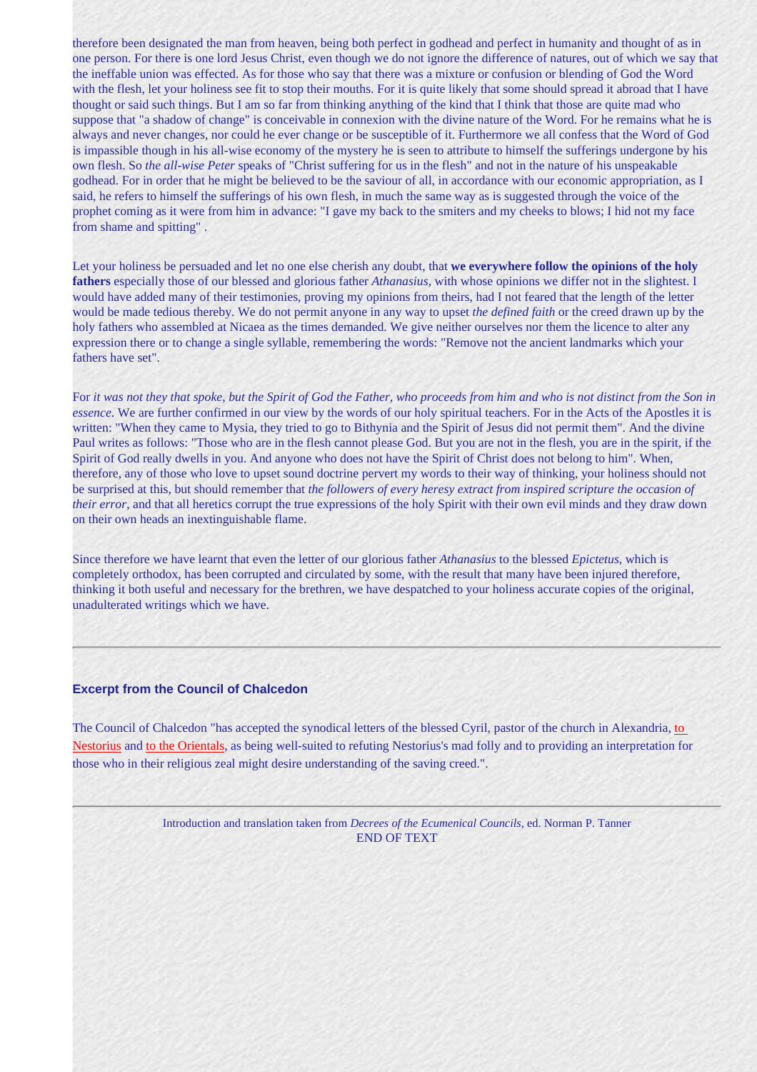therefore been designated the man from heaven, being both perfect in godhead and perfect in humanity and thought of as in one person. For there is one lord Jesus Christ, even though we do not ignore the difference of natures, out of which we say that the ineffable union was effected. As for those who say that there was a mixture or confusion or blending of God the Word with the flesh, let your holiness see fit to stop their mouths. For it is quite likely that some should spread it abroad that I have thought or said such things. But I am so far from thinking anything of the kind that I think that those are quite mad who suppose that "a shadow of change" is conceivable in connexion with the divine nature of the Word. For he remains what he is always and never changes, nor could he ever change or be susceptible of it. Furthermore we all confess that the Word of God is impassible though in his all-wise economy of the mystery he is seen to attribute to himself the sufferings undergone by his own flesh. So *the all-wise Peter* speaks of "Christ suffering for us in the flesh" and not in the nature of his unspeakable godhead. For in order that he might be believed to be the saviour of all, in accordance with our economic appropriation, as I said, he refers to himself the sufferings of his own flesh, in much the same way as is suggested through the voice of the prophet coming as it were from him in advance: "I gave my back to the smiters and my cheeks to blows; I hid not my face from shame and spitting" .

Let your holiness be persuaded and let no one else cherish any doubt, that **we everywhere follow the opinions of the holy fathers** especially those of our blessed and glorious father *Athanasius*, with whose opinions we differ not in the slightest. I would have added many of their testimonies, proving my opinions from theirs, had I not feared that the length of the letter would be made tedious thereby. We do not permit anyone in any way to upset *the defined faith* or the creed drawn up by the holy fathers who assembled at Nicaea as the times demanded. We give neither ourselves nor them the licence to alter any expression there or to change a single syllable, remembering the words: "Remove not the ancient landmarks which your fathers have set".

For *it was not they that spoke, but the Spirit of God the Father, who proceeds from him and who is not distinct from the Son in essence*. We are further confirmed in our view by the words of our holy spiritual teachers. For in the Acts of the Apostles it is written: "When they came to Mysia, they tried to go to Bithynia and the Spirit of Jesus did not permit them". And the divine Paul writes as follows: "Those who are in the flesh cannot please God. But you are not in the flesh, you are in the spirit, if the Spirit of God really dwells in you. And anyone who does not have the Spirit of Christ does not belong to him". When, therefore, any of those who love to upset sound doctrine pervert my words to their way of thinking, your holiness should not be surprised at this, but should remember that *the followers of every heresy extract from inspired scripture the occasion of their error*, and that all heretics corrupt the true expressions of the holy Spirit with their own evil minds and they draw down on their own heads an inextinguishable flame.

Since therefore we have learnt that even the letter of our glorious father *Athanasius* to the blessed *Epictetus*, which is completely orthodox, has been corrupted and circulated by some, with the result that many have been injured therefore, thinking it both useful and necessary for the brethren, we have despatched to your holiness accurate copies of the original, unadulterated writings which we have.

---

### Excerpt from the Council of Chalcedon

The Council of Chalcedon "has accepted the synodical letters of the blessed Cyril, pastor of the church in Alexandria, to Nestorius and to the Orientals, as being well-suited to refuting Nestorius's mad folly and to providing an interpretation for those who in their religious zeal might desire understanding of the saving creed.".

---

Introduction and translation taken from *Decrees of the Ecumenical Councils*, ed. Norman P. Tanner
END OF TEXT